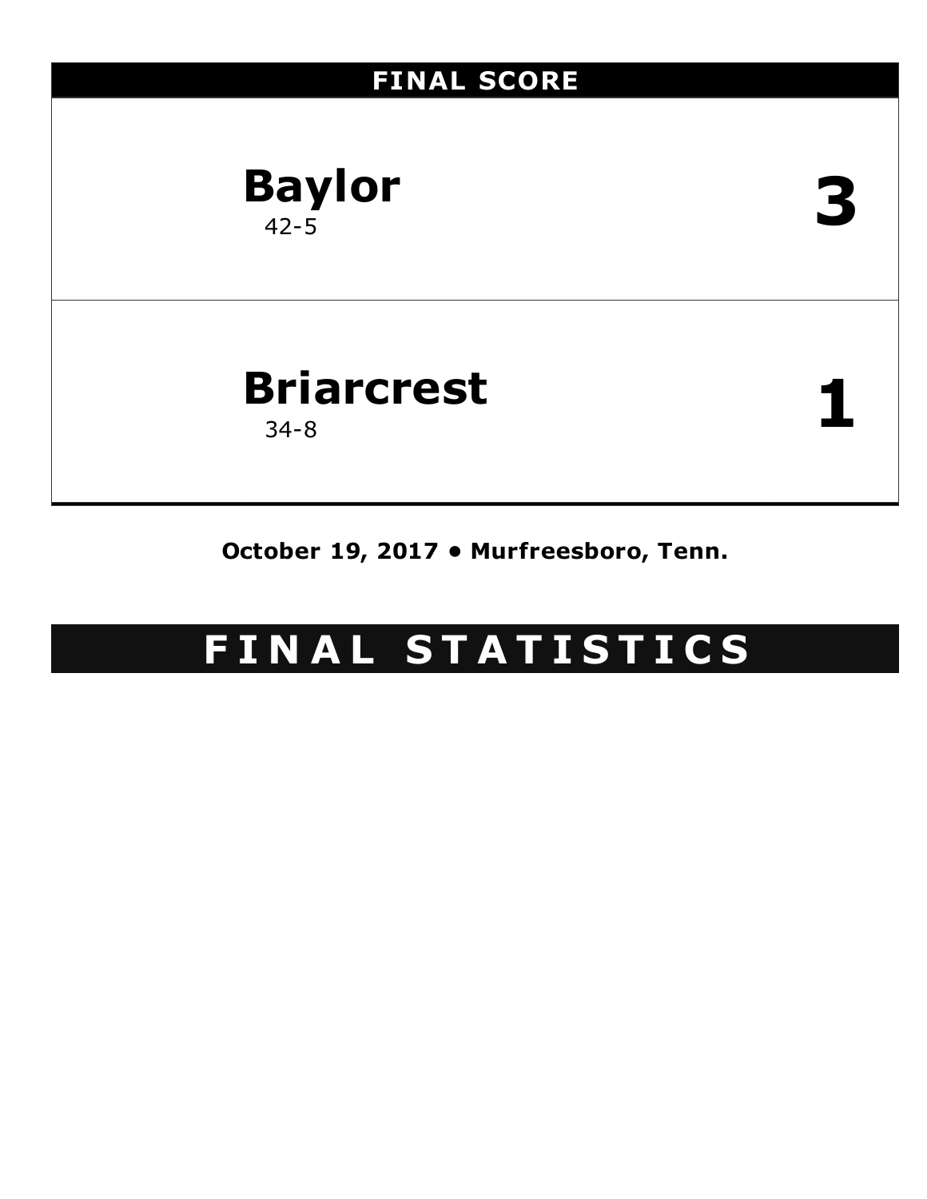## FINAL SCORE

| Team | Score |
| --- | --- |
| **Baylor** 42-5 | **3** |
| **Briarcrest** 34-8 | **1** |

**October 19, 2017 • Murfreesboro, Tenn.**

# FINAL STATISTICS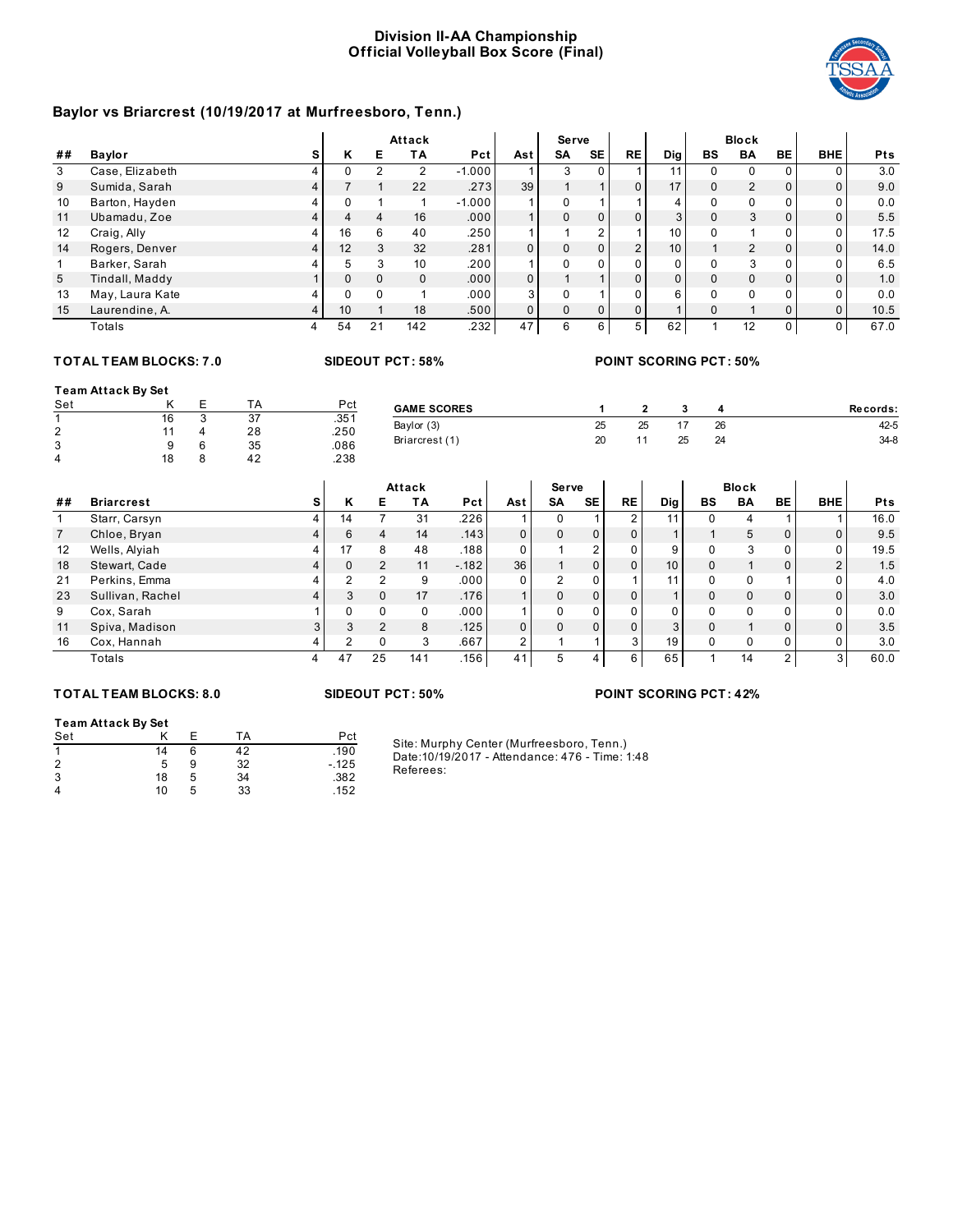# Division II-AA Championship
## Official Volleyball Box Score (Final)

### Baylor vs Briarcrest (10/19/2017 at Murfreesboro, Tenn.)

| | | | Attack | | | | | Serve | | | | Block | | | | |
|---|---|---|---|---|---|---|---|---|---|---|---|---|---|---|---|---|
| ## | Baylor | S | K | E | TA | Pct | Ast | SA | SE | RE | Dig | BS | BA | BE | BHE | Pts |
| 3 | Case, Elizabeth | 4 | 0 | 2 | 2 | -1.000 | 1 | 3 | 0 | 1 | 11 | 0 | 0 | 0 | 0 | 3.0 |
| 9 | Sumida, Sarah | 4 | 7 | 1 | 22 | .273 | 39 | 1 | 1 | 0 | 17 | 0 | 2 | 0 | 0 | 9.0 |
| 10 | Barton, Hayden | 4 | 0 | 1 | 1 | -1.000 | 1 | 0 | 1 | 1 | 4 | 0 | 0 | 0 | 0 | 0.0 |
| 11 | Ubamadu, Zoe | 4 | 4 | 4 | 16 | .000 | 1 | 0 | 0 | 0 | 3 | 0 | 3 | 0 | 0 | 5.5 |
| 12 | Craig, Ally | 4 | 16 | 6 | 40 | .250 | 1 | 1 | 2 | 1 | 10 | 0 | 1 | 0 | 0 | 17.5 |
| 14 | Rogers, Denver | 4 | 12 | 3 | 32 | .281 | 0 | 0 | 0 | 2 | 10 | 1 | 2 | 0 | 0 | 14.0 |
| 1 | Barker, Sarah | 4 | 5 | 3 | 10 | .200 | 1 | 0 | 0 | 0 | 0 | 0 | 3 | 0 | 0 | 6.5 |
| 5 | Tindall, Maddy | 1 | 0 | 0 | 0 | .000 | 0 | 1 | 1 | 0 | 0 | 0 | 0 | 0 | 0 | 1.0 |
| 13 | May, Laura Kate | 4 | 0 | 0 | 1 | .000 | 3 | 0 | 1 | 0 | 6 | 0 | 0 | 0 | 0 | 0.0 |
| 15 | Laurendine, A. | 4 | 10 | 1 | 18 | .500 | 0 | 0 | 0 | 0 | 1 | 0 | 1 | 0 | 0 | 10.5 |
| | Totals | 4 | 54 | 21 | 142 | .232 | 47 | 6 | 6 | 5 | 62 | 1 | 12 | 0 | 0 | 67.0 |

**TOTAL TEAM BLOCKS: 7.0** **SIDEOUT PCT: 58%** **POINT SCORING PCT: 50%**

**Team Attack By Set**

| Set | K | E | TA | Pct |
|---|---|---|---|---|
| 1 | 16 | 3 | 37 | .351 |
| 2 | 11 | 4 | 28 | .250 |
| 3 | 9 | 6 | 35 | .086 |
| 4 | 18 | 8 | 42 | .238 |

| GAME SCORES | 1 | 2 | 3 | 4 | Records: |
|---|---|---|---|---|---|
| Baylor (3) | 25 | 25 | 17 | 26 | 42-5 |
| Briarcrest (1) | 20 | 11 | 25 | 24 | 34-8 |

| | | | Attack | | | | | Serve | | | | Block | | | | |
|---|---|---|---|---|---|---|---|---|---|---|---|---|---|---|---|---|
| ## | Briarcrest | S | K | E | TA | Pct | Ast | SA | SE | RE | Dig | BS | BA | BE | BHE | Pts |
| 1 | Starr, Carsyn | 4 | 14 | 7 | 31 | .226 | 1 | 0 | 1 | 2 | 11 | 0 | 4 | 1 | 1 | 16.0 |
| 7 | Chloe, Bryan | 4 | 6 | 4 | 14 | .143 | 0 | 0 | 0 | 0 | 1 | 1 | 5 | 0 | 0 | 9.5 |
| 12 | Wells, Alyiah | 4 | 17 | 8 | 48 | .188 | 0 | 1 | 2 | 0 | 9 | 0 | 3 | 0 | 0 | 19.5 |
| 18 | Stewart, Cade | 4 | 0 | 2 | 11 | -.182 | 36 | 1 | 0 | 0 | 10 | 0 | 1 | 0 | 2 | 1.5 |
| 21 | Perkins, Emma | 4 | 2 | 2 | 9 | .000 | 0 | 2 | 0 | 1 | 11 | 0 | 0 | 1 | 0 | 4.0 |
| 23 | Sullivan, Rachel | 4 | 3 | 0 | 17 | .176 | 1 | 0 | 0 | 0 | 1 | 0 | 0 | 0 | 0 | 3.0 |
| 9 | Cox, Sarah | 1 | 0 | 0 | 0 | .000 | 1 | 0 | 0 | 0 | 0 | 0 | 0 | 0 | 0 | 0.0 |
| 11 | Spiva, Madison | 3 | 3 | 2 | 8 | .125 | 0 | 0 | 0 | 0 | 3 | 0 | 1 | 0 | 0 | 3.5 |
| 16 | Cox, Hannah | 4 | 2 | 0 | 3 | .667 | 2 | 1 | 1 | 3 | 19 | 0 | 0 | 0 | 0 | 3.0 |
| | Totals | 4 | 47 | 25 | 141 | .156 | 41 | 5 | 4 | 6 | 65 | 1 | 14 | 2 | 3 | 60.0 |

**TOTAL TEAM BLOCKS: 8.0** **SIDEOUT PCT: 50%** **POINT SCORING PCT: 42%**

**Team Attack By Set**

| Set | K | E | TA | Pct |
|---|---|---|---|---|
| 1 | 14 | 6 | 42 | .190 |
| 2 | 5 | 9 | 32 | -.125 |
| 3 | 18 | 5 | 34 | .382 |
| 4 | 10 | 5 | 33 | .152 |

Site: Murphy Center (Murfreesboro, Tenn.)
Date:10/19/2017 - Attendance: 476 - Time: 1:48
Referees: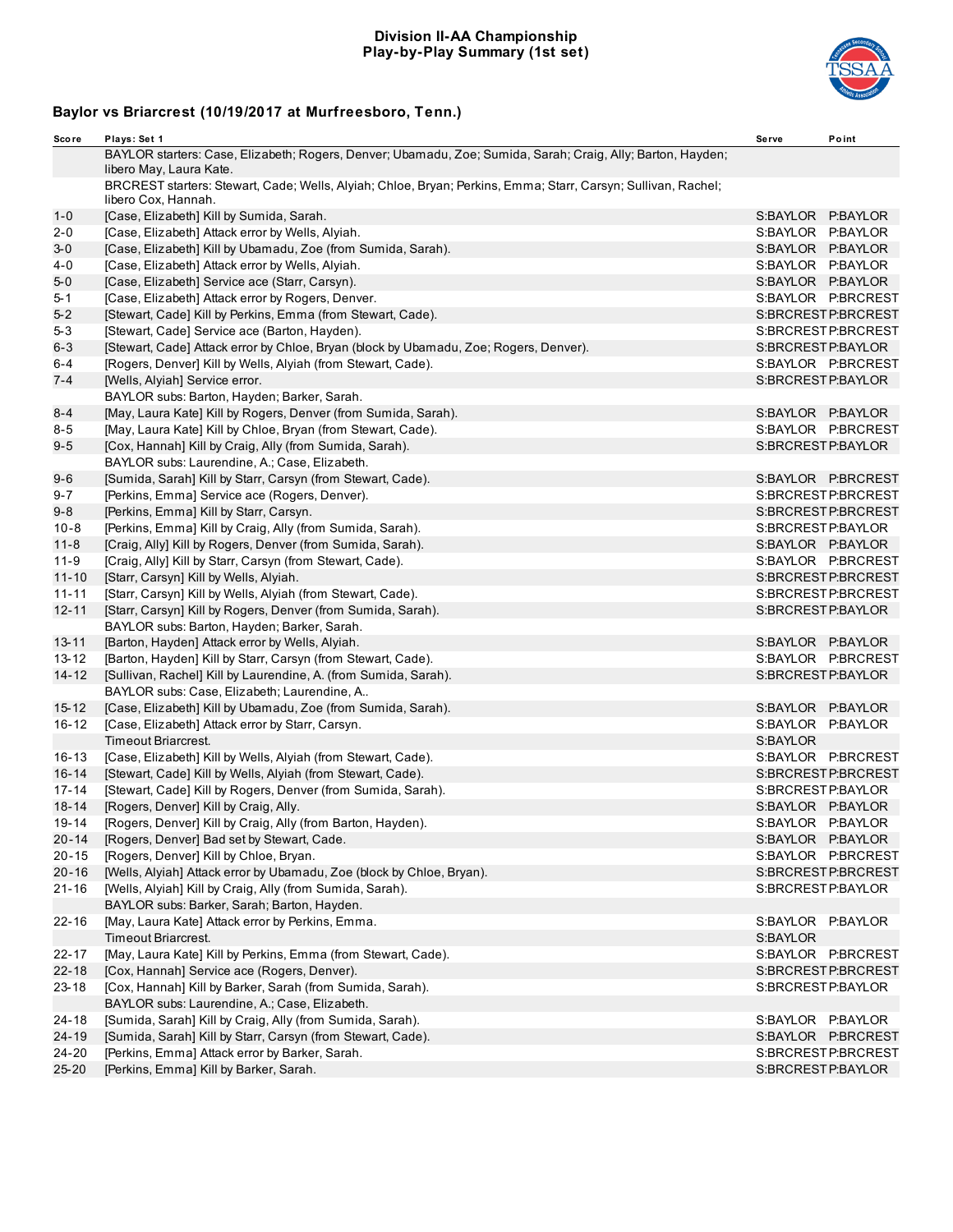# Division II-AA Championship
## Play-by-Play Summary (1st set)

### Baylor vs Briarcrest (10/19/2017 at Murfreesboro, Tenn.)

| Score | Plays: Set 1 | Serve | Point |
|---|---|---|---|
| | BAYLOR starters: Case, Elizabeth; Rogers, Denver; Ubamadu, Zoe; Sumida, Sarah; Craig, Ally; Barton, Hayden; libero May, Laura Kate. | | |
| | BRCREST starters: Stewart, Cade; Wells, Alyiah; Chloe, Bryan; Perkins, Emma; Starr, Carsyn; Sullivan, Rachel; libero Cox, Hannah. | | |
| 1-0 | [Case, Elizabeth] Kill by Sumida, Sarah. | S:BAYLOR | P:BAYLOR |
| 2-0 | [Case, Elizabeth] Attack error by Wells, Alyiah. | S:BAYLOR | P:BAYLOR |
| 3-0 | [Case, Elizabeth] Kill by Ubamadu, Zoe (from Sumida, Sarah). | S:BAYLOR | P:BAYLOR |
| 4-0 | [Case, Elizabeth] Attack error by Wells, Alyiah. | S:BAYLOR | P:BAYLOR |
| 5-0 | [Case, Elizabeth] Service ace (Starr, Carsyn). | S:BAYLOR | P:BAYLOR |
| 5-1 | [Case, Elizabeth] Attack error by Rogers, Denver. | S:BAYLOR | P:BRCREST |
| 5-2 | [Stewart, Cade] Kill by Perkins, Emma (from Stewart, Cade). | S:BRCREST | P:BRCREST |
| 5-3 | [Stewart, Cade] Service ace (Barton, Hayden). | S:BRCREST | P:BRCREST |
| 6-3 | [Stewart, Cade] Attack error by Chloe, Bryan (block by Ubamadu, Zoe; Rogers, Denver). | S:BRCREST | P:BAYLOR |
| 6-4 | [Rogers, Denver] Kill by Wells, Alyiah (from Stewart, Cade). | S:BAYLOR | P:BRCREST |
| 7-4 | [Wells, Alyiah] Service error. | S:BRCREST | P:BAYLOR |
| | BAYLOR subs: Barton, Hayden; Barker, Sarah. | | |
| 8-4 | [May, Laura Kate] Kill by Rogers, Denver (from Sumida, Sarah). | S:BAYLOR | P:BAYLOR |
| 8-5 | [May, Laura Kate] Kill by Chloe, Bryan (from Stewart, Cade). | S:BAYLOR | P:BRCREST |
| 9-5 | [Cox, Hannah] Kill by Craig, Ally (from Sumida, Sarah). | S:BRCREST | P:BAYLOR |
| | BAYLOR subs: Laurendine, A.; Case, Elizabeth. | | |
| 9-6 | [Sumida, Sarah] Kill by Starr, Carsyn (from Stewart, Cade). | S:BAYLOR | P:BRCREST |
| 9-7 | [Perkins, Emma] Service ace (Rogers, Denver). | S:BRCREST | P:BRCREST |
| 9-8 | [Perkins, Emma] Kill by Starr, Carsyn. | S:BRCREST | P:BRCREST |
| 10-8 | [Perkins, Emma] Kill by Craig, Ally (from Sumida, Sarah). | S:BRCREST | P:BAYLOR |
| 11-8 | [Craig, Ally] Kill by Rogers, Denver (from Sumida, Sarah). | S:BAYLOR | P:BAYLOR |
| 11-9 | [Craig, Ally] Kill by Starr, Carsyn (from Stewart, Cade). | S:BAYLOR | P:BRCREST |
| 11-10 | [Starr, Carsyn] Kill by Wells, Alyiah. | S:BRCREST | P:BRCREST |
| 11-11 | [Starr, Carsyn] Kill by Wells, Alyiah (from Stewart, Cade). | S:BRCREST | P:BRCREST |
| 12-11 | [Starr, Carsyn] Kill by Rogers, Denver (from Sumida, Sarah). | S:BRCREST | P:BAYLOR |
| | BAYLOR subs: Barton, Hayden; Barker, Sarah. | | |
| 13-11 | [Barton, Hayden] Attack error by Wells, Alyiah. | S:BAYLOR | P:BAYLOR |
| 13-12 | [Barton, Hayden] Kill by Starr, Carsyn (from Stewart, Cade). | S:BAYLOR | P:BRCREST |
| 14-12 | [Sullivan, Rachel] Kill by Laurendine, A. (from Sumida, Sarah). | S:BRCREST | P:BAYLOR |
| | BAYLOR subs: Case, Elizabeth; Laurendine, A.. | | |
| 15-12 | [Case, Elizabeth] Kill by Ubamadu, Zoe (from Sumida, Sarah). | S:BAYLOR | P:BAYLOR |
| 16-12 | [Case, Elizabeth] Attack error by Starr, Carsyn. | S:BAYLOR | P:BAYLOR |
| | Timeout Briarcrest. | S:BAYLOR | |
| 16-13 | [Case, Elizabeth] Kill by Wells, Alyiah (from Stewart, Cade). | S:BAYLOR | P:BRCREST |
| 16-14 | [Stewart, Cade] Kill by Wells, Alyiah (from Stewart, Cade). | S:BRCREST | P:BRCREST |
| 17-14 | [Stewart, Cade] Kill by Rogers, Denver (from Sumida, Sarah). | S:BRCREST | P:BAYLOR |
| 18-14 | [Rogers, Denver] Kill by Craig, Ally. | S:BAYLOR | P:BAYLOR |
| 19-14 | [Rogers, Denver] Kill by Craig, Ally (from Barton, Hayden). | S:BAYLOR | P:BAYLOR |
| 20-14 | [Rogers, Denver] Bad set by Stewart, Cade. | S:BAYLOR | P:BAYLOR |
| 20-15 | [Rogers, Denver] Kill by Chloe, Bryan. | S:BAYLOR | P:BRCREST |
| 20-16 | [Wells, Alyiah] Attack error by Ubamadu, Zoe (block by Chloe, Bryan). | S:BRCREST | P:BRCREST |
| 21-16 | [Wells, Alyiah] Kill by Craig, Ally (from Sumida, Sarah). | S:BRCREST | P:BAYLOR |
| | BAYLOR subs: Barker, Sarah; Barton, Hayden. | | |
| 22-16 | [May, Laura Kate] Attack error by Perkins, Emma. | S:BAYLOR | P:BAYLOR |
| | Timeout Briarcrest. | S:BAYLOR | |
| 22-17 | [May, Laura Kate] Kill by Perkins, Emma (from Stewart, Cade). | S:BAYLOR | P:BRCREST |
| 22-18 | [Cox, Hannah] Service ace (Rogers, Denver). | S:BRCREST | P:BRCREST |
| 23-18 | [Cox, Hannah] Kill by Barker, Sarah (from Sumida, Sarah). | S:BRCREST | P:BAYLOR |
| | BAYLOR subs: Laurendine, A.; Case, Elizabeth. | | |
| 24-18 | [Sumida, Sarah] Kill by Craig, Ally (from Sumida, Sarah). | S:BAYLOR | P:BAYLOR |
| 24-19 | [Sumida, Sarah] Kill by Starr, Carsyn (from Stewart, Cade). | S:BAYLOR | P:BRCREST |
| 24-20 | [Perkins, Emma] Attack error by Barker, Sarah. | S:BRCREST | P:BRCREST |
| 25-20 | [Perkins, Emma] Kill by Barker, Sarah. | S:BRCREST | P:BAYLOR |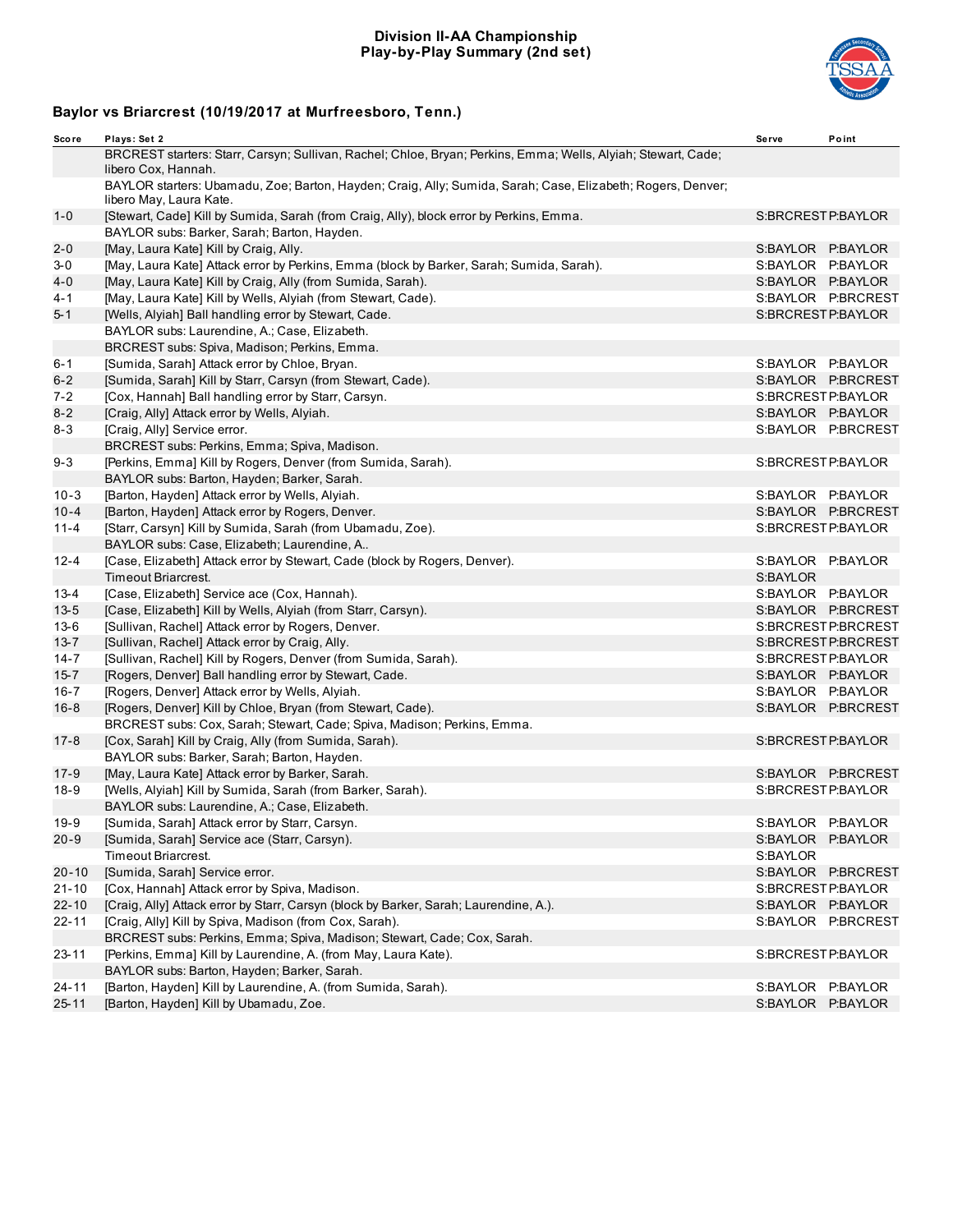# Division II-AA Championship
## Play-by-Play Summary (2nd set)

### Baylor vs Briarcrest (10/19/2017 at Murfreesboro, Tenn.)

| Score | Plays: Set 2 | Serve | Point |
|---|---|---|---|
| | BRCREST starters: Starr, Carsyn; Sullivan, Rachel; Chloe, Bryan; Perkins, Emma; Wells, Alyiah; Stewart, Cade; libero Cox, Hannah. | | |
| | BAYLOR starters: Ubamadu, Zoe; Barton, Hayden; Craig, Ally; Sumida, Sarah; Case, Elizabeth; Rogers, Denver; libero May, Laura Kate. | | |
| 1-0 | [Stewart, Cade] Kill by Sumida, Sarah (from Craig, Ally), block error by Perkins, Emma. | S:BRCREST | P:BAYLOR |
| | BAYLOR subs: Barker, Sarah; Barton, Hayden. | | |
| 2-0 | [May, Laura Kate] Kill by Craig, Ally. | S:BAYLOR | P:BAYLOR |
| 3-0 | [May, Laura Kate] Attack error by Perkins, Emma (block by Barker, Sarah; Sumida, Sarah). | S:BAYLOR | P:BAYLOR |
| 4-0 | [May, Laura Kate] Kill by Craig, Ally (from Sumida, Sarah). | S:BAYLOR | P:BAYLOR |
| 4-1 | [May, Laura Kate] Kill by Wells, Alyiah (from Stewart, Cade). | S:BAYLOR | P:BRCREST |
| 5-1 | [Wells, Alyiah] Ball handling error by Stewart, Cade. | S:BRCREST | P:BAYLOR |
| | BAYLOR subs: Laurendine, A.; Case, Elizabeth. | | |
| | BRCREST subs: Spiva, Madison; Perkins, Emma. | | |
| 6-1 | [Sumida, Sarah] Attack error by Chloe, Bryan. | S:BAYLOR | P:BAYLOR |
| 6-2 | [Sumida, Sarah] Kill by Starr, Carsyn (from Stewart, Cade). | S:BAYLOR | P:BRCREST |
| 7-2 | [Cox, Hannah] Ball handling error by Starr, Carsyn. | S:BRCREST | P:BAYLOR |
| 8-2 | [Craig, Ally] Attack error by Wells, Alyiah. | S:BAYLOR | P:BAYLOR |
| 8-3 | [Craig, Ally] Service error. | S:BAYLOR | P:BRCREST |
| | BRCREST subs: Perkins, Emma; Spiva, Madison. | | |
| 9-3 | [Perkins, Emma] Kill by Rogers, Denver (from Sumida, Sarah). | S:BRCREST | P:BAYLOR |
| | BAYLOR subs: Barton, Hayden; Barker, Sarah. | | |
| 10-3 | [Barton, Hayden] Attack error by Wells, Alyiah. | S:BAYLOR | P:BAYLOR |
| 10-4 | [Barton, Hayden] Attack error by Rogers, Denver. | S:BAYLOR | P:BRCREST |
| 11-4 | [Starr, Carsyn] Kill by Sumida, Sarah (from Ubamadu, Zoe). | S:BRCREST | P:BAYLOR |
| | BAYLOR subs: Case, Elizabeth; Laurendine, A.. | | |
| 12-4 | [Case, Elizabeth] Attack error by Stewart, Cade (block by Rogers, Denver). | S:BAYLOR | P:BAYLOR |
| | Timeout Briarcrest. | S:BAYLOR | |
| 13-4 | [Case, Elizabeth] Service ace (Cox, Hannah). | S:BAYLOR | P:BAYLOR |
| 13-5 | [Case, Elizabeth] Kill by Wells, Alyiah (from Starr, Carsyn). | S:BAYLOR | P:BRCREST |
| 13-6 | [Sullivan, Rachel] Attack error by Rogers, Denver. | S:BRCREST | P:BRCREST |
| 13-7 | [Sullivan, Rachel] Attack error by Craig, Ally. | S:BRCREST | P:BRCREST |
| 14-7 | [Sullivan, Rachel] Kill by Rogers, Denver (from Sumida, Sarah). | S:BRCREST | P:BAYLOR |
| 15-7 | [Rogers, Denver] Ball handling error by Stewart, Cade. | S:BAYLOR | P:BAYLOR |
| 16-7 | [Rogers, Denver] Attack error by Wells, Alyiah. | S:BAYLOR | P:BAYLOR |
| 16-8 | [Rogers, Denver] Kill by Chloe, Bryan (from Stewart, Cade). | S:BAYLOR | P:BRCREST |
| | BRCREST subs: Cox, Sarah; Stewart, Cade; Spiva, Madison; Perkins, Emma. | | |
| 17-8 | [Cox, Sarah] Kill by Craig, Ally (from Sumida, Sarah). | S:BRCREST | P:BAYLOR |
| | BAYLOR subs: Barker, Sarah; Barton, Hayden. | | |
| 17-9 | [May, Laura Kate] Attack error by Barker, Sarah. | S:BAYLOR | P:BRCREST |
| 18-9 | [Wells, Alyiah] Kill by Sumida, Sarah (from Barker, Sarah). | S:BRCREST | P:BAYLOR |
| | BAYLOR subs: Laurendine, A.; Case, Elizabeth. | | |
| 19-9 | [Sumida, Sarah] Attack error by Starr, Carsyn. | S:BAYLOR | P:BAYLOR |
| 20-9 | [Sumida, Sarah] Service ace (Starr, Carsyn). | S:BAYLOR | P:BAYLOR |
| | Timeout Briarcrest. | S:BAYLOR | |
| 20-10 | [Sumida, Sarah] Service error. | S:BAYLOR | P:BRCREST |
| 21-10 | [Cox, Hannah] Attack error by Spiva, Madison. | S:BRCREST | P:BAYLOR |
| 22-10 | [Craig, Ally] Attack error by Starr, Carsyn (block by Barker, Sarah; Laurendine, A.). | S:BAYLOR | P:BAYLOR |
| 22-11 | [Craig, Ally] Kill by Spiva, Madison (from Cox, Sarah). | S:BAYLOR | P:BRCREST |
| | BRCREST subs: Perkins, Emma; Spiva, Madison; Stewart, Cade; Cox, Sarah. | | |
| 23-11 | [Perkins, Emma] Kill by Laurendine, A. (from May, Laura Kate). | S:BRCREST | P:BAYLOR |
| | BAYLOR subs: Barton, Hayden; Barker, Sarah. | | |
| 24-11 | [Barton, Hayden] Kill by Laurendine, A. (from Sumida, Sarah). | S:BAYLOR | P:BAYLOR |
| 25-11 | [Barton, Hayden] Kill by Ubamadu, Zoe. | S:BAYLOR | P:BAYLOR |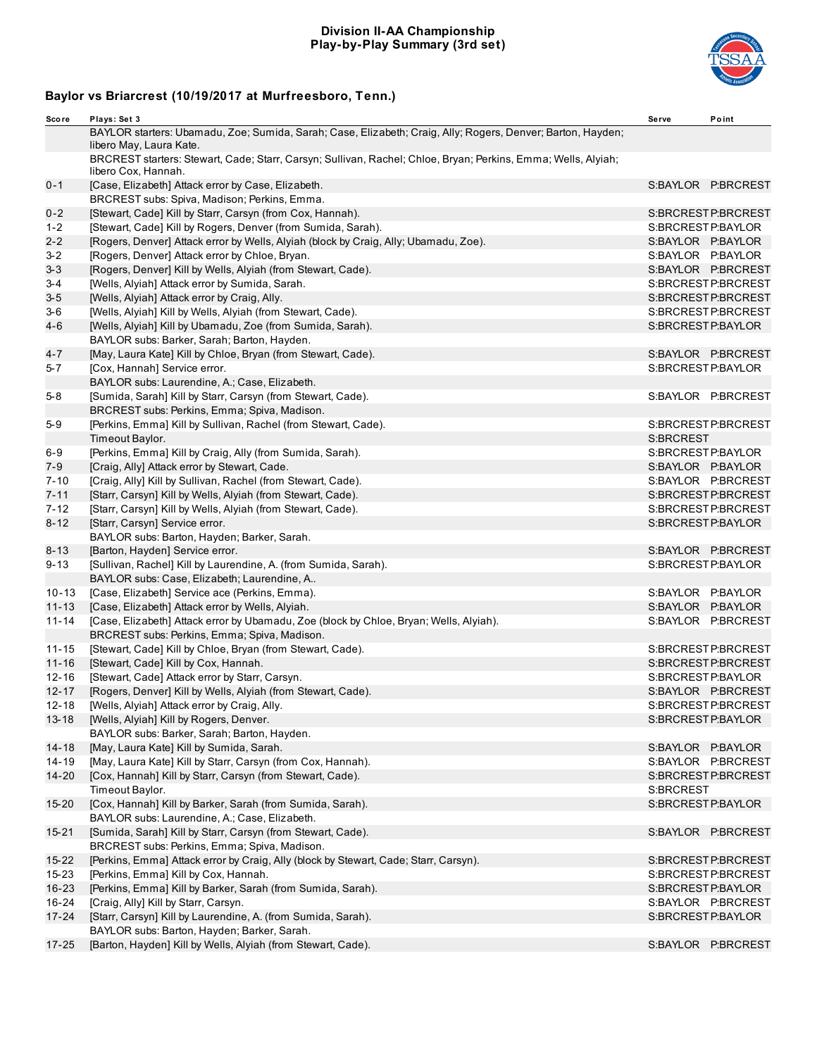## Division II-AA Championship
## Play-by-Play Summary (3rd set)

### Baylor vs Briarcrest (10/19/2017 at Murfreesboro, Tenn.)

| Score | Plays: Set 3 | Serve | Point |
|---|---|---|---|
| | BAYLOR starters: Ubamadu, Zoe; Sumida, Sarah; Case, Elizabeth; Craig, Ally; Rogers, Denver; Barton, Hayden; libero May, Laura Kate. | | |
| | BRCREST starters: Stewart, Cade; Starr, Carsyn; Sullivan, Rachel; Chloe, Bryan; Perkins, Emma; Wells, Alyiah; libero Cox, Hannah. | | |
| 0-1 | [Case, Elizabeth] Attack error by Case, Elizabeth. | S:BAYLOR | P:BRCREST |
| | BRCREST subs: Spiva, Madison; Perkins, Emma. | | |
| 0-2 | [Stewart, Cade] Kill by Starr, Carsyn (from Cox, Hannah). | S:BRCREST | P:BRCREST |
| 1-2 | [Stewart, Cade] Kill by Rogers, Denver (from Sumida, Sarah). | S:BRCREST | P:BAYLOR |
| 2-2 | [Rogers, Denver] Attack error by Wells, Alyiah (block by Craig, Ally; Ubamadu, Zoe). | S:BAYLOR | P:BAYLOR |
| 3-2 | [Rogers, Denver] Attack error by Chloe, Bryan. | S:BAYLOR | P:BAYLOR |
| 3-3 | [Rogers, Denver] Kill by Wells, Alyiah (from Stewart, Cade). | S:BAYLOR | P:BRCREST |
| 3-4 | [Wells, Alyiah] Attack error by Sumida, Sarah. | S:BRCREST | P:BRCREST |
| 3-5 | [Wells, Alyiah] Attack error by Craig, Ally. | S:BRCREST | P:BRCREST |
| 3-6 | [Wells, Alyiah] Kill by Wells, Alyiah (from Stewart, Cade). | S:BRCREST | P:BRCREST |
| 4-6 | [Wells, Alyiah] Kill by Ubamadu, Zoe (from Sumida, Sarah). | S:BRCREST | P:BAYLOR |
| | BAYLOR subs: Barker, Sarah; Barton, Hayden. | | |
| 4-7 | [May, Laura Kate] Kill by Chloe, Bryan (from Stewart, Cade). | S:BAYLOR | P:BRCREST |
| 5-7 | [Cox, Hannah] Service error. | S:BRCREST | P:BAYLOR |
| | BAYLOR subs: Laurendine, A.; Case, Elizabeth. | | |
| 5-8 | [Sumida, Sarah] Kill by Starr, Carsyn (from Stewart, Cade). | S:BAYLOR | P:BRCREST |
| | BRCREST subs: Perkins, Emma; Spiva, Madison. | | |
| 5-9 | [Perkins, Emma] Kill by Sullivan, Rachel (from Stewart, Cade). | S:BRCREST | P:BRCREST |
| | Timeout Baylor. | S:BRCREST | |
| 6-9 | [Perkins, Emma] Kill by Craig, Ally (from Sumida, Sarah). | S:BRCREST | P:BAYLOR |
| 7-9 | [Craig, Ally] Attack error by Stewart, Cade. | S:BAYLOR | P:BAYLOR |
| 7-10 | [Craig, Ally] Kill by Sullivan, Rachel (from Stewart, Cade). | S:BAYLOR | P:BRCREST |
| 7-11 | [Starr, Carsyn] Kill by Wells, Alyiah (from Stewart, Cade). | S:BRCREST | P:BRCREST |
| 7-12 | [Starr, Carsyn] Kill by Wells, Alyiah (from Stewart, Cade). | S:BRCREST | P:BRCREST |
| 8-12 | [Starr, Carsyn] Service error. | S:BRCREST | P:BAYLOR |
| | BAYLOR subs: Barton, Hayden; Barker, Sarah. | | |
| 8-13 | [Barton, Hayden] Service error. | S:BAYLOR | P:BRCREST |
| 9-13 | [Sullivan, Rachel] Kill by Laurendine, A. (from Sumida, Sarah). | S:BRCREST | P:BAYLOR |
| | BAYLOR subs: Case, Elizabeth; Laurendine, A.. | | |
| 10-13 | [Case, Elizabeth] Service ace (Perkins, Emma). | S:BAYLOR | P:BAYLOR |
| 11-13 | [Case, Elizabeth] Attack error by Wells, Alyiah. | S:BAYLOR | P:BAYLOR |
| 11-14 | [Case, Elizabeth] Attack error by Ubamadu, Zoe (block by Chloe, Bryan; Wells, Alyiah). | S:BAYLOR | P:BRCREST |
| | BRCREST subs: Perkins, Emma; Spiva, Madison. | | |
| 11-15 | [Stewart, Cade] Kill by Chloe, Bryan (from Stewart, Cade). | S:BRCREST | P:BRCREST |
| 11-16 | [Stewart, Cade] Kill by Cox, Hannah. | S:BRCREST | P:BRCREST |
| 12-16 | [Stewart, Cade] Attack error by Starr, Carsyn. | S:BRCREST | P:BAYLOR |
| 12-17 | [Rogers, Denver] Kill by Wells, Alyiah (from Stewart, Cade). | S:BAYLOR | P:BRCREST |
| 12-18 | [Wells, Alyiah] Attack error by Craig, Ally. | S:BRCREST | P:BRCREST |
| 13-18 | [Wells, Alyiah] Kill by Rogers, Denver. | S:BRCREST | P:BAYLOR |
| | BAYLOR subs: Barker, Sarah; Barton, Hayden. | | |
| 14-18 | [May, Laura Kate] Kill by Sumida, Sarah. | S:BAYLOR | P:BAYLOR |
| 14-19 | [May, Laura Kate] Kill by Starr, Carsyn (from Cox, Hannah). | S:BAYLOR | P:BRCREST |
| 14-20 | [Cox, Hannah] Kill by Starr, Carsyn (from Stewart, Cade). | S:BRCREST | P:BRCREST |
| | Timeout Baylor. | S:BRCREST | |
| 15-20 | [Cox, Hannah] Kill by Barker, Sarah (from Sumida, Sarah). | S:BRCREST | P:BAYLOR |
| | BAYLOR subs: Laurendine, A.; Case, Elizabeth. | | |
| 15-21 | [Sumida, Sarah] Kill by Starr, Carsyn (from Stewart, Cade). | S:BAYLOR | P:BRCREST |
| | BRCREST subs: Perkins, Emma; Spiva, Madison. | | |
| 15-22 | [Perkins, Emma] Attack error by Craig, Ally (block by Stewart, Cade; Starr, Carsyn). | S:BRCREST | P:BRCREST |
| 15-23 | [Perkins, Emma] Kill by Cox, Hannah. | S:BRCREST | P:BRCREST |
| 16-23 | [Perkins, Emma] Kill by Barker, Sarah (from Sumida, Sarah). | S:BRCREST | P:BAYLOR |
| 16-24 | [Craig, Ally] Kill by Starr, Carsyn. | S:BAYLOR | P:BRCREST |
| 17-24 | [Starr, Carsyn] Kill by Laurendine, A. (from Sumida, Sarah). | S:BRCREST | P:BAYLOR |
| | BAYLOR subs: Barton, Hayden; Barker, Sarah. | | |
| 17-25 | [Barton, Hayden] Kill by Wells, Alyiah (from Stewart, Cade). | S:BAYLOR | P:BRCREST |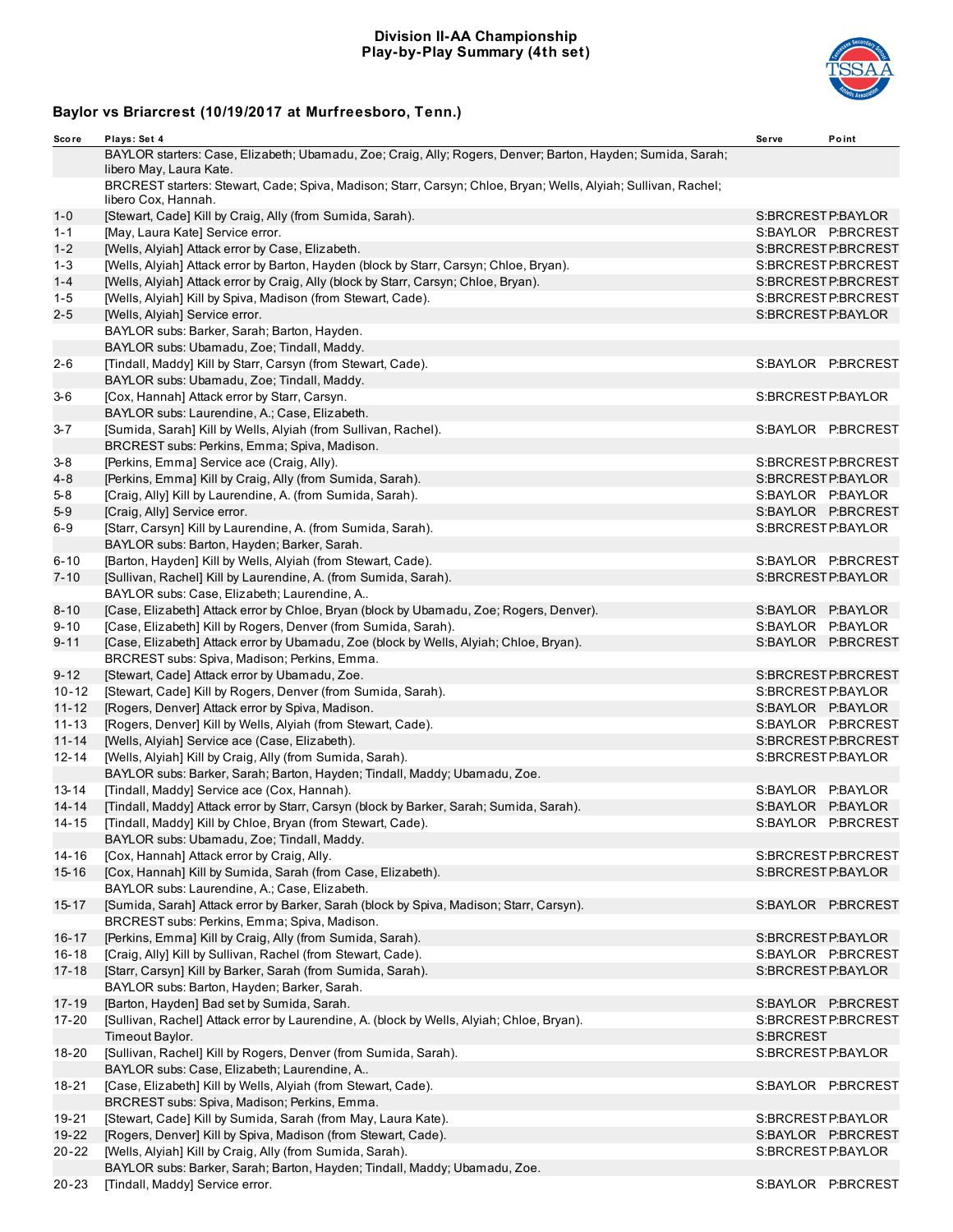**Division II-AA Championship**
**Play-by-Play Summary (4th set)**

**Baylor vs Briarcrest (10/19/2017 at Murfreesboro, Tenn.)**

| Score | Plays: Set 4 | Serve | Point |
|---|---|---|---|
| | BAYLOR starters: Case, Elizabeth; Ubamadu, Zoe; Craig, Ally; Rogers, Denver; Barton, Hayden; Sumida, Sarah; libero May, Laura Kate. | | |
| | BRCREST starters: Stewart, Cade; Spiva, Madison; Starr, Carsyn; Chloe, Bryan; Wells, Alyiah; Sullivan, Rachel; libero Cox, Hannah. | | |
| 1-0 | [Stewart, Cade] Kill by Craig, Ally (from Sumida, Sarah). | S:BRCREST | P:BAYLOR |
| 1-1 | [May, Laura Kate] Service error. | S:BAYLOR | P:BRCREST |
| 1-2 | [Wells, Alyiah] Attack error by Case, Elizabeth. | S:BRCREST | P:BRCREST |
| 1-3 | [Wells, Alyiah] Attack error by Barton, Hayden (block by Starr, Carsyn; Chloe, Bryan). | S:BRCREST | P:BRCREST |
| 1-4 | [Wells, Alyiah] Attack error by Craig, Ally (block by Starr, Carsyn; Chloe, Bryan). | S:BRCREST | P:BRCREST |
| 1-5 | [Wells, Alyiah] Kill by Spiva, Madison (from Stewart, Cade). | S:BRCREST | P:BRCREST |
| 2-5 | [Wells, Alyiah] Service error. | S:BRCREST | P:BAYLOR |
| | BAYLOR subs: Barker, Sarah; Barton, Hayden. | | |
| | BAYLOR subs: Ubamadu, Zoe; Tindall, Maddy. | | |
| 2-6 | [Tindall, Maddy] Kill by Starr, Carsyn (from Stewart, Cade). | S:BAYLOR | P:BRCREST |
| | BAYLOR subs: Ubamadu, Zoe; Tindall, Maddy. | | |
| 3-6 | [Cox, Hannah] Attack error by Starr, Carsyn. | S:BRCREST | P:BAYLOR |
| | BAYLOR subs: Laurendine, A.; Case, Elizabeth. | | |
| 3-7 | [Sumida, Sarah] Kill by Wells, Alyiah (from Sullivan, Rachel). | S:BAYLOR | P:BRCREST |
| | BRCREST subs: Perkins, Emma; Spiva, Madison. | | |
| 3-8 | [Perkins, Emma] Service ace (Craig, Ally). | S:BRCREST | P:BRCREST |
| 4-8 | [Perkins, Emma] Kill by Craig, Ally (from Sumida, Sarah). | S:BRCREST | P:BAYLOR |
| 5-8 | [Craig, Ally] Kill by Laurendine, A. (from Sumida, Sarah). | S:BAYLOR | P:BAYLOR |
| 5-9 | [Craig, Ally] Service error. | S:BAYLOR | P:BRCREST |
| 6-9 | [Starr, Carsyn] Kill by Laurendine, A. (from Sumida, Sarah). | S:BRCREST | P:BAYLOR |
| | BAYLOR subs: Barton, Hayden; Barker, Sarah. | | |
| 6-10 | [Barton, Hayden] Kill by Wells, Alyiah (from Stewart, Cade). | S:BAYLOR | P:BRCREST |
| 7-10 | [Sullivan, Rachel] Kill by Laurendine, A. (from Sumida, Sarah). | S:BRCREST | P:BAYLOR |
| | BAYLOR subs: Case, Elizabeth; Laurendine, A.. | | |
| 8-10 | [Case, Elizabeth] Attack error by Chloe, Bryan (block by Ubamadu, Zoe; Rogers, Denver). | S:BAYLOR | P:BAYLOR |
| 9-10 | [Case, Elizabeth] Kill by Rogers, Denver (from Sumida, Sarah). | S:BAYLOR | P:BAYLOR |
| 9-11 | [Case, Elizabeth] Attack error by Ubamadu, Zoe (block by Wells, Alyiah; Chloe, Bryan). | S:BAYLOR | P:BRCREST |
| | BRCREST subs: Spiva, Madison; Perkins, Emma. | | |
| 9-12 | [Stewart, Cade] Attack error by Ubamadu, Zoe. | S:BRCREST | P:BRCREST |
| 10-12 | [Stewart, Cade] Kill by Rogers, Denver (from Sumida, Sarah). | S:BRCREST | P:BAYLOR |
| 11-12 | [Rogers, Denver] Attack error by Spiva, Madison. | S:BAYLOR | P:BAYLOR |
| 11-13 | [Rogers, Denver] Kill by Wells, Alyiah (from Stewart, Cade). | S:BAYLOR | P:BRCREST |
| 11-14 | [Wells, Alyiah] Service ace (Case, Elizabeth). | S:BRCREST | P:BRCREST |
| 12-14 | [Wells, Alyiah] Kill by Craig, Ally (from Sumida, Sarah). | S:BRCREST | P:BAYLOR |
| | BAYLOR subs: Barker, Sarah; Barton, Hayden; Tindall, Maddy; Ubamadu, Zoe. | | |
| 13-14 | [Tindall, Maddy] Service ace (Cox, Hannah). | S:BAYLOR | P:BAYLOR |
| 14-14 | [Tindall, Maddy] Attack error by Starr, Carsyn (block by Barker, Sarah; Sumida, Sarah). | S:BAYLOR | P:BAYLOR |
| 14-15 | [Tindall, Maddy] Kill by Chloe, Bryan (from Stewart, Cade). | S:BAYLOR | P:BRCREST |
| | BAYLOR subs: Ubamadu, Zoe; Tindall, Maddy. | | |
| 14-16 | [Cox, Hannah] Attack error by Craig, Ally. | S:BRCREST | P:BRCREST |
| 15-16 | [Cox, Hannah] Kill by Sumida, Sarah (from Case, Elizabeth). | S:BRCREST | P:BAYLOR |
| | BAYLOR subs: Laurendine, A.; Case, Elizabeth. | | |
| 15-17 | [Sumida, Sarah] Attack error by Barker, Sarah (block by Spiva, Madison; Starr, Carsyn). | S:BAYLOR | P:BRCREST |
| | BRCREST subs: Perkins, Emma; Spiva, Madison. | | |
| 16-17 | [Perkins, Emma] Kill by Craig, Ally (from Sumida, Sarah). | S:BRCREST | P:BAYLOR |
| 16-18 | [Craig, Ally] Kill by Sullivan, Rachel (from Stewart, Cade). | S:BAYLOR | P:BRCREST |
| 17-18 | [Starr, Carsyn] Kill by Barker, Sarah (from Sumida, Sarah). | S:BRCREST | P:BAYLOR |
| | BAYLOR subs: Barton, Hayden; Barker, Sarah. | | |
| 17-19 | [Barton, Hayden] Bad set by Sumida, Sarah. | S:BAYLOR | P:BRCREST |
| 17-20 | [Sullivan, Rachel] Attack error by Laurendine, A. (block by Wells, Alyiah; Chloe, Bryan). | S:BRCREST | P:BRCREST |
| | Timeout Baylor. | S:BRCREST | |
| 18-20 | [Sullivan, Rachel] Kill by Rogers, Denver (from Sumida, Sarah). | S:BRCREST | P:BAYLOR |
| | BAYLOR subs: Case, Elizabeth; Laurendine, A.. | | |
| 18-21 | [Case, Elizabeth] Kill by Wells, Alyiah (from Stewart, Cade). | S:BAYLOR | P:BRCREST |
| | BRCREST subs: Spiva, Madison; Perkins, Emma. | | |
| 19-21 | [Stewart, Cade] Kill by Sumida, Sarah (from May, Laura Kate). | S:BRCREST | P:BAYLOR |
| 19-22 | [Rogers, Denver] Kill by Spiva, Madison (from Stewart, Cade). | S:BAYLOR | P:BRCREST |
| 20-22 | [Wells, Alyiah] Kill by Craig, Ally (from Sumida, Sarah). | S:BRCREST | P:BAYLOR |
| | BAYLOR subs: Barker, Sarah; Barton, Hayden; Tindall, Maddy; Ubamadu, Zoe. | | |
| 20-23 | [Tindall, Maddy] Service error. | S:BAYLOR | P:BRCREST |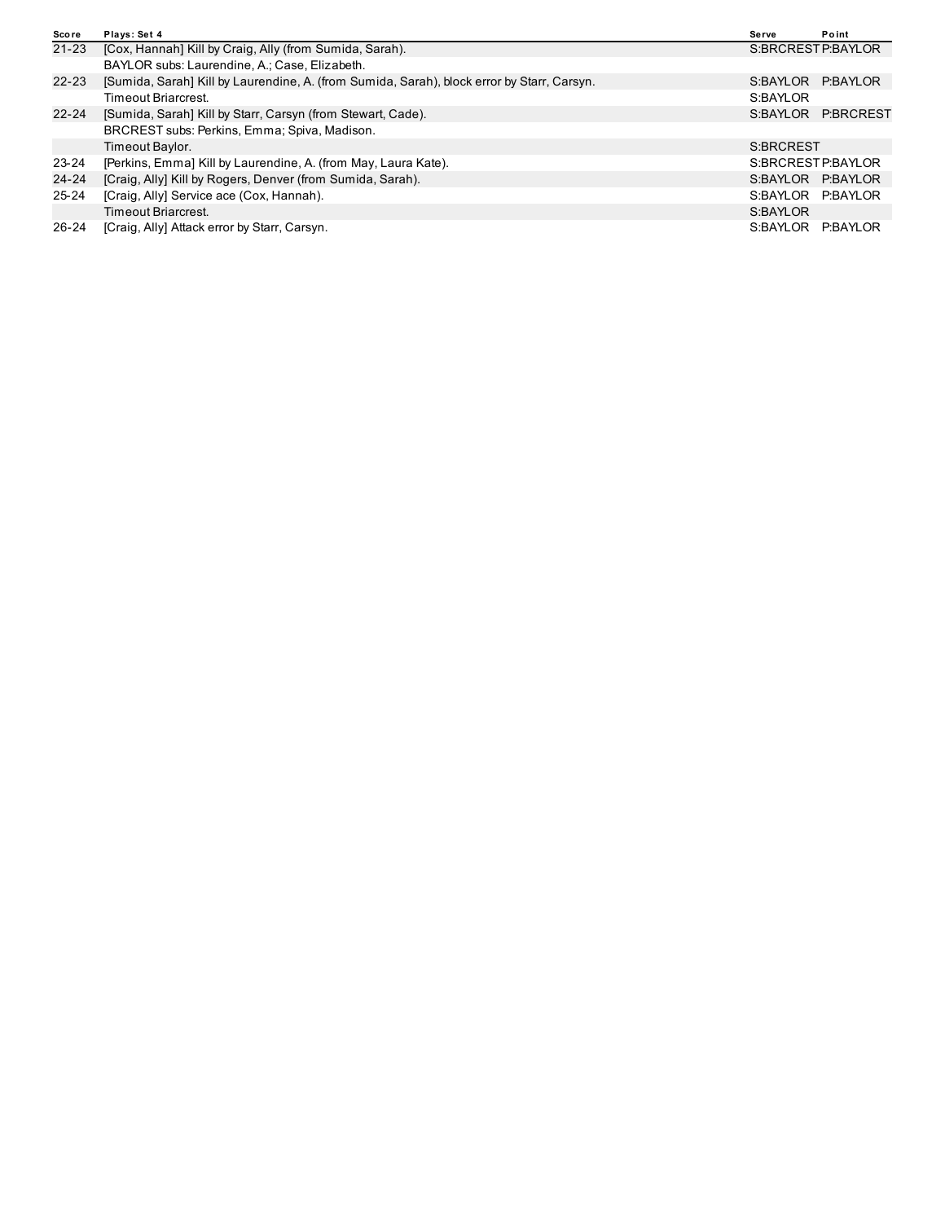| Score | Plays: Set 4 | Serve | Point |
|---|---|---|---|
| 21-23 | [Cox, Hannah] Kill by Craig, Ally (from Sumida, Sarah). | S:BRCREST | P:BAYLOR |
| | BAYLOR subs: Laurendine, A.; Case, Elizabeth. | | |
| 22-23 | [Sumida, Sarah] Kill by Laurendine, A. (from Sumida, Sarah), block error by Starr, Carsyn. | S:BAYLOR | P:BAYLOR |
| | Timeout Briarcrest. | S:BAYLOR | |
| 22-24 | [Sumida, Sarah] Kill by Starr, Carsyn (from Stewart, Cade). | S:BAYLOR | P:BRCREST |
| | BRCREST subs: Perkins, Emma; Spiva, Madison. | | |
| | Timeout Baylor. | S:BRCREST | |
| 23-24 | [Perkins, Emma] Kill by Laurendine, A. (from May, Laura Kate). | S:BRCREST | P:BAYLOR |
| 24-24 | [Craig, Ally] Kill by Rogers, Denver (from Sumida, Sarah). | S:BAYLOR | P:BAYLOR |
| 25-24 | [Craig, Ally] Service ace (Cox, Hannah). | S:BAYLOR | P:BAYLOR |
| | Timeout Briarcrest. | S:BAYLOR | |
| 26-24 | [Craig, Ally] Attack error by Starr, Carsyn. | S:BAYLOR | P:BAYLOR |